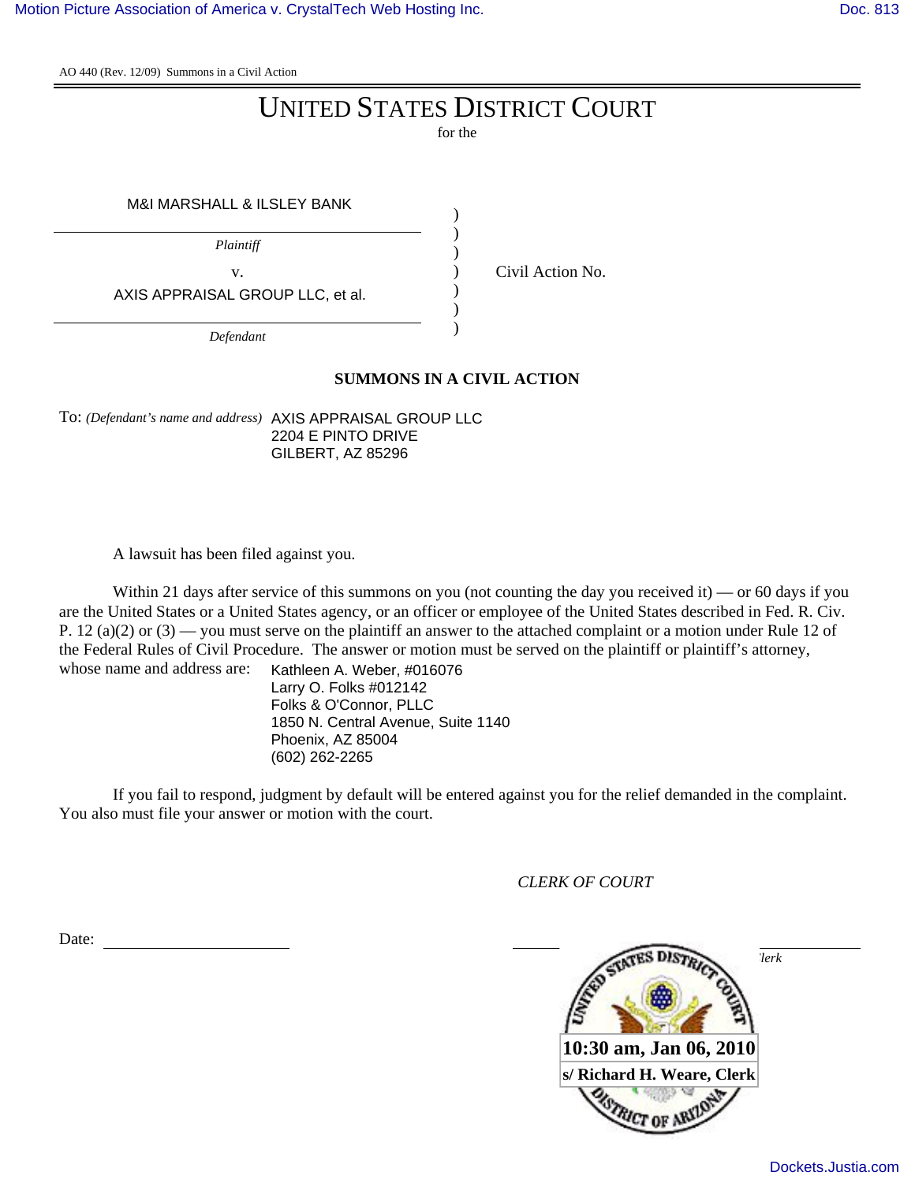AO 440 (Rev. 12/09) Summons in a Civil Action

# UNITED STATES DISTRICT COURT

for the

M&I MARSHALL & ILSLEY BANK

*Plaintiff*

v.

AXIS APPRAISAL GROUP LLC, et al.

*Defendant*

Civil Action No.

## SUMMONS IN A CIVIL ACTION

To: *(Defendant's name and address)* AXIS APPRAISAL GROUP LLC
2204 E PINTO DRIVE
GILBERT, AZ 85296

A lawsuit has been filed against you.

Within 21 days after service of this summons on you (not counting the day you received it) — or 60 days if you are the United States or a United States agency, or an officer or employee of the United States described in Fed. R. Civ. P. 12 (a)(2) or (3) — you must serve on the plaintiff an answer to the attached complaint or a motion under Rule 12 of the Federal Rules of Civil Procedure. The answer or motion must be served on the plaintiff or plaintiff's attorney, whose name and address are:

Kathleen A. Weber, #016076
Larry O. Folks #012142
Folks & O'Connor, PLLC
1850 N. Central Avenue, Suite 1140
Phoenix, AZ 85004
(602) 262-2265

If you fail to respond, judgment by default will be entered against you for the relief demanded in the complaint. You also must file your answer or motion with the court.

*CLERK OF COURT*

Date: ______________________

UNITED STATES DISTRICT COURT
10:30 am, Jan 06, 2010
s/ Richard H. Weare, Clerk
DISTRICT OF ARIZONA

*Signature of Clerk or Deputy Clerk*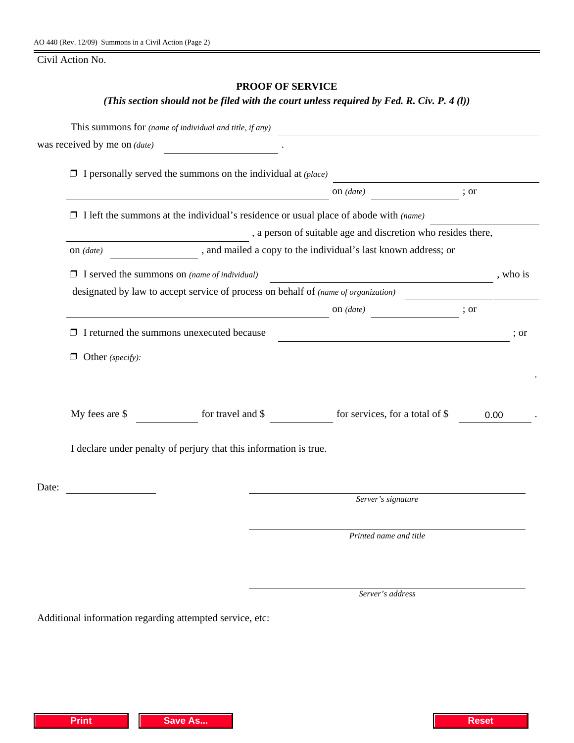AO 440 (Rev. 12/09) Summons in a Civil Action (Page 2)

Civil Action No.

## PROOF OF SERVICE

***(This section should not be filed with the court unless required by Fed. R. Civ. P. 4 (l))***

This summons for *(name of individual and title, if any)* \_\_\_\_\_\_\_\_\_\_\_\_\_\_\_\_\_\_\_\_

was received by me on *(date)* \_\_\_\_\_\_\_\_\_\_\_\_ .

❒ I personally served the summons on the individual at *(place)* \_\_\_\_\_\_\_\_\_\_\_\_\_\_\_\_\_\_\_\_ on *(date)* \_\_\_\_\_\_\_\_\_\_ ; or

❒ I left the summons at the individual's residence or usual place of abode with *(name)* \_\_\_\_\_\_\_\_\_\_\_\_\_\_\_\_\_\_\_\_ , a person of suitable age and discretion who resides there, on *(date)* \_\_\_\_\_\_\_\_\_\_ , and mailed a copy to the individual's last known address; or

❒ I served the summons on *(name of individual)* \_\_\_\_\_\_\_\_\_\_\_\_\_\_\_\_\_\_\_\_ , who is designated by law to accept service of process on behalf of *(name of organization)* \_\_\_\_\_\_\_\_\_\_\_\_\_\_\_\_\_\_\_\_ on *(date)* \_\_\_\_\_\_\_\_\_\_ ; or

❒ I returned the summons unexecuted because \_\_\_\_\_\_\_\_\_\_\_\_\_\_\_\_\_\_\_\_ ; or

❒ Other *(specify)*:

.

My fees are $ \_\_\_\_\_\_\_\_ for travel and $ \_\_\_\_\_\_\_\_ for services, for a total of $ 0.00 .

I declare under penalty of perjury that this information is true.

Date: \_\_\_\_\_\_\_\_\_\_\_\_

\_\_\_\_\_\_\_\_\_\_\_\_\_\_\_\_\_\_\_\_
*Server's signature*

\_\_\_\_\_\_\_\_\_\_\_\_\_\_\_\_\_\_\_\_
*Printed name and title*

\_\_\_\_\_\_\_\_\_\_\_\_\_\_\_\_\_\_\_\_
*Server's address*

Additional information regarding attempted service, etc:

Print | Save As... | Reset